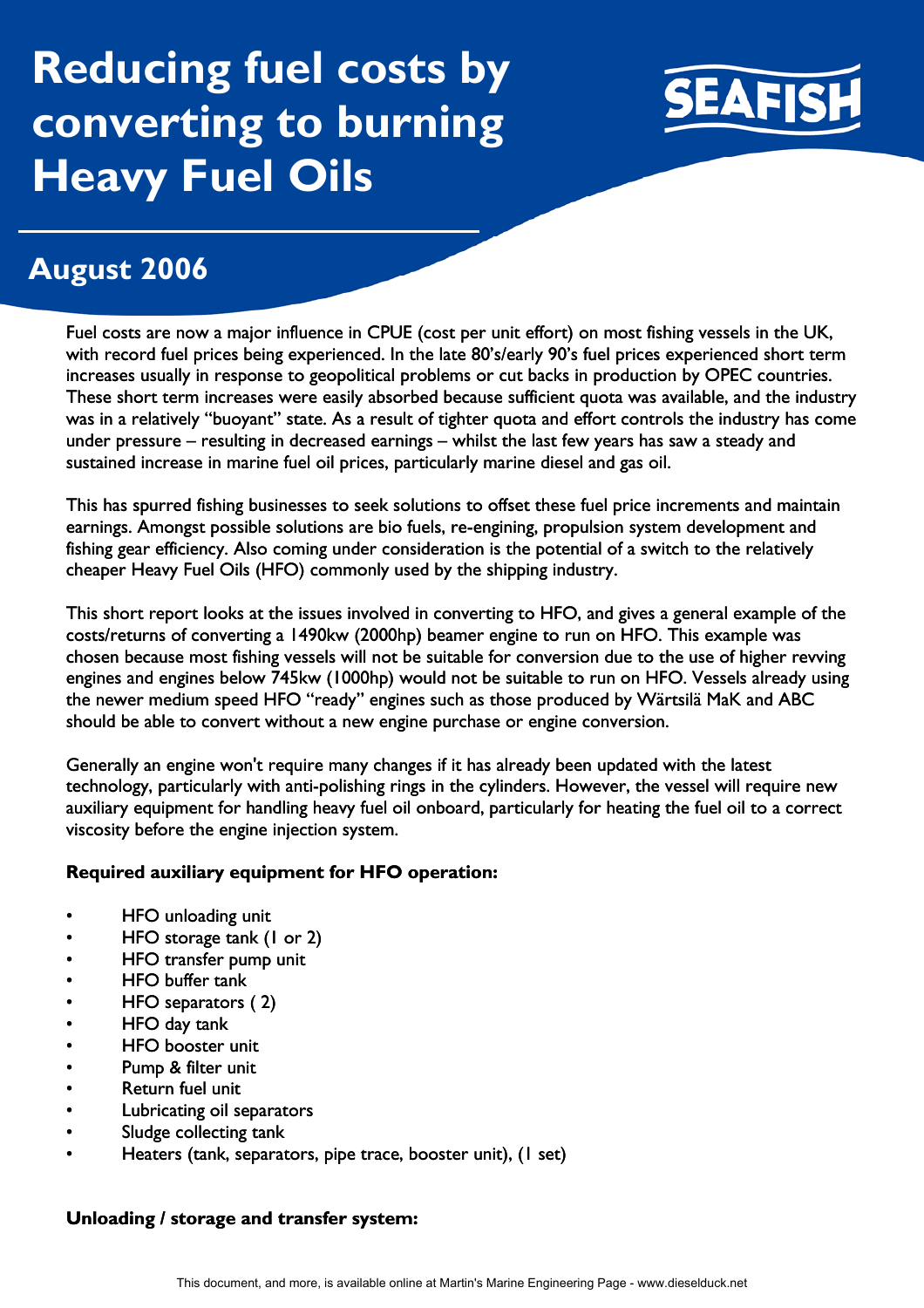# Reducing fuel costs by converting to burning Heavy Fuel Oils

SEAFISH

## August 2006

Fuel costs are now a major influence in CPUE (cost per unit effort) on most fishing vessels in the UK, with record fuel prices being experienced. In the late 80's/early 90's fuel prices experienced short term increases usually in response to geopolitical problems or cut backs in production by OPEC countries. These short term increases were easily absorbed because sufficient quota was available, and the industry was in a relatively "buoyant" state. As a result of tighter quota and effort controls the industry has come under pressure – resulting in decreased earnings – whilst the last few years has saw a steady and sustained increase in marine fuel oil prices, particularly marine diesel and gas oil.

This has spurred fishing businesses to seek solutions to offset these fuel price increments and maintain earnings. Amongst possible solutions are bio fuels, re-engining, propulsion system development and fishing gear efficiency. Also coming under consideration is the potential of a switch to the relatively cheaper Heavy Fuel Oils (HFO) commonly used by the shipping industry.

This short report looks at the issues involved in converting to HFO, and gives a general example of the costs/returns of converting a 1490kw (2000hp) beamer engine to run on HFO. This example was chosen because most fishing vessels will not be suitable for conversion due to the use of higher revving engines and engines below 745kw (1000hp) would not be suitable to run on HFO. Vessels already using the newer medium speed HFO "ready" engines such as those produced by Wärtsilä MaK and ABC should be able to convert without a new engine purchase or engine conversion.

Generally an engine won't require many changes if it has already been updated with the latest technology, particularly with anti-polishing rings in the cylinders. However, the vessel will require new auxiliary equipment for handling heavy fuel oil onboard, particularly for heating the fuel oil to a correct viscosity before the engine injection system.

**Required auxiliary equipment for HFO operation:**

- HFO unloading unit
- HFO storage tank (1 or 2)
- HFO transfer pump unit
- HFO buffer tank
- HFO separators ( 2)
- HFO day tank
- HFO booster unit
- Pump & filter unit
- Return fuel unit
- Lubricating oil separators
- Sludge collecting tank
- Heaters (tank, separators, pipe trace, booster unit), (1 set)

**Unloading / storage and transfer system:**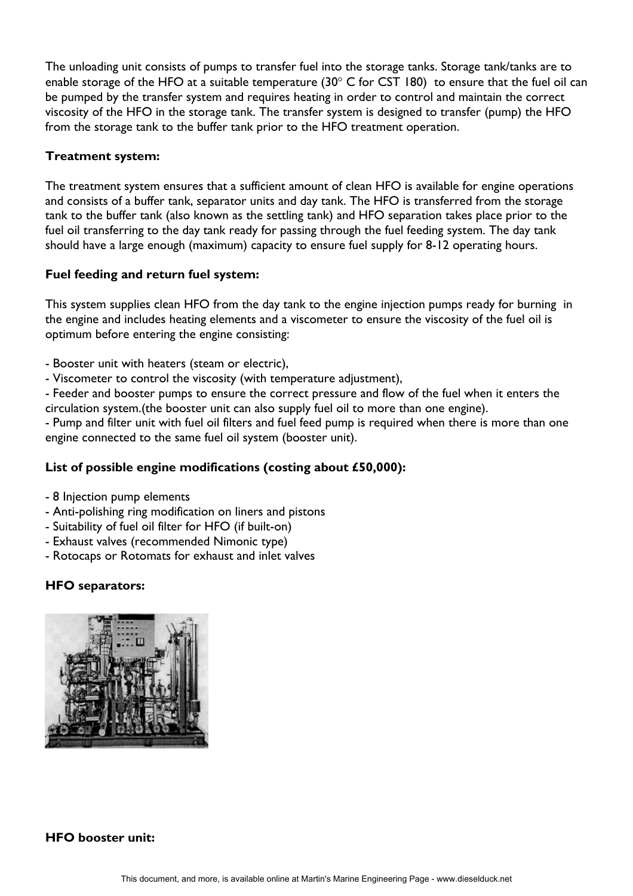The unloading unit consists of pumps to transfer fuel into the storage tanks. Storage tank/tanks are to enable storage of the HFO at a suitable temperature (30° C for CST 180) to ensure that the fuel oil can be pumped by the transfer system and requires heating in order to control and maintain the correct viscosity of the HFO in the storage tank. The transfer system is designed to transfer (pump) the HFO from the storage tank to the buffer tank prior to the HFO treatment operation.

**Treatment system:**

The treatment system ensures that a sufficient amount of clean HFO is available for engine operations and consists of a buffer tank, separator units and day tank. The HFO is transferred from the storage tank to the buffer tank (also known as the settling tank) and HFO separation takes place prior to the fuel oil transferring to the day tank ready for passing through the fuel feeding system. The day tank should have a large enough (maximum) capacity to ensure fuel supply for 8-12 operating hours.

**Fuel feeding and return fuel system:**

This system supplies clean HFO from the day tank to the engine injection pumps ready for burning in the engine and includes heating elements and a viscometer to ensure the viscosity of the fuel oil is optimum before entering the engine consisting:

- Booster unit with heaters (steam or electric),
- Viscometer to control the viscosity (with temperature adjustment),
- Feeder and booster pumps to ensure the correct pressure and flow of the fuel when it enters the circulation system.(the booster unit can also supply fuel oil to more than one engine).
- Pump and filter unit with fuel oil filters and fuel feed pump is required when there is more than one engine connected to the same fuel oil system (booster unit).

**List of possible engine modifications (costing about £50,000):**

- 8 Injection pump elements
- Anti-polishing ring modification on liners and pistons
- Suitability of fuel oil filter for HFO (if built-on)
- Exhaust valves (recommended Nimonic type)
- Rotocaps or Rotomats for exhaust and inlet valves

**HFO separators:**

**HFO booster unit:**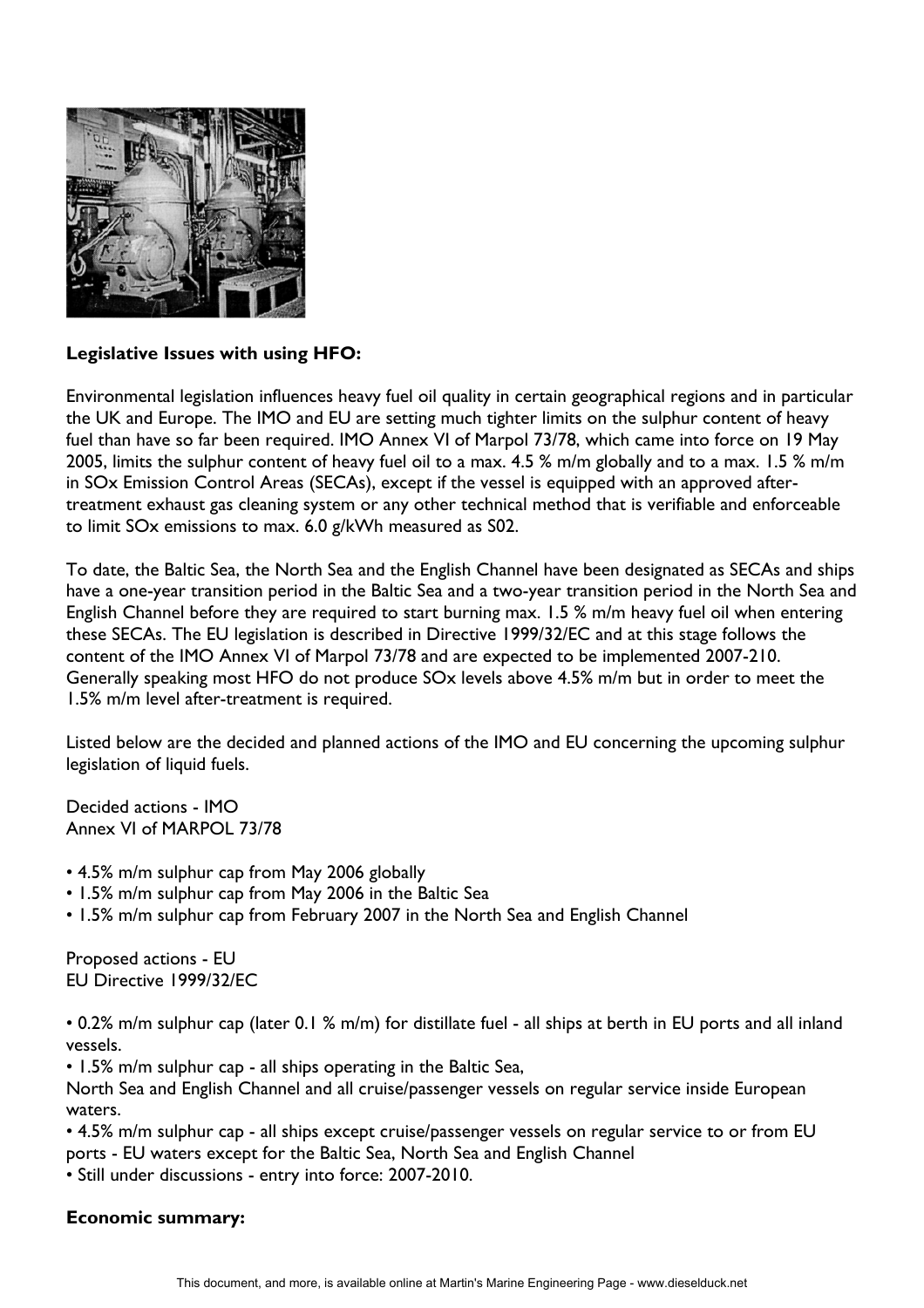**Legislative Issues with using HFO:**

Environmental legislation influences heavy fuel oil quality in certain geographical regions and in particular the UK and Europe. The IMO and EU are setting much tighter limits on the sulphur content of heavy fuel than have so far been required. IMO Annex VI of Marpol 73/78, which came into force on 19 May 2005, limits the sulphur content of heavy fuel oil to a max. 4.5 % m/m globally and to a max. 1.5 % m/m in SOx Emission Control Areas (SECAs), except if the vessel is equipped with an approved after-treatment exhaust gas cleaning system or any other technical method that is verifiable and enforceable to limit SOx emissions to max. 6.0 g/kWh measured as S02.

To date, the Baltic Sea, the North Sea and the English Channel have been designated as SECAs and ships have a one-year transition period in the Baltic Sea and a two-year transition period in the North Sea and English Channel before they are required to start burning max. 1.5 % m/m heavy fuel oil when entering these SECAs. The EU legislation is described in Directive 1999/32/EC and at this stage follows the content of the IMO Annex VI of Marpol 73/78 and are expected to be implemented 2007-210. Generally speaking most HFO do not produce SOx levels above 4.5% m/m but in order to meet the 1.5% m/m level after-treatment is required.

Listed below are the decided and planned actions of the IMO and EU concerning the upcoming sulphur legislation of liquid fuels.

Decided actions - IMO
Annex VI of MARPOL 73/78

- 4.5% m/m sulphur cap from May 2006 globally
- 1.5% m/m sulphur cap from May 2006 in the Baltic Sea
- 1.5% m/m sulphur cap from February 2007 in the North Sea and English Channel

Proposed actions - EU
EU Directive 1999/32/EC

- 0.2% m/m sulphur cap (later 0.1 % m/m) for distillate fuel - all ships at berth in EU ports and all inland vessels.
- 1.5% m/m sulphur cap - all ships operating in the Baltic Sea,
North Sea and English Channel and all cruise/passenger vessels on regular service inside European waters.
- 4.5% m/m sulphur cap - all ships except cruise/passenger vessels on regular service to or from EU ports - EU waters except for the Baltic Sea, North Sea and English Channel
- Still under discussions - entry into force: 2007-2010.

**Economic summary:**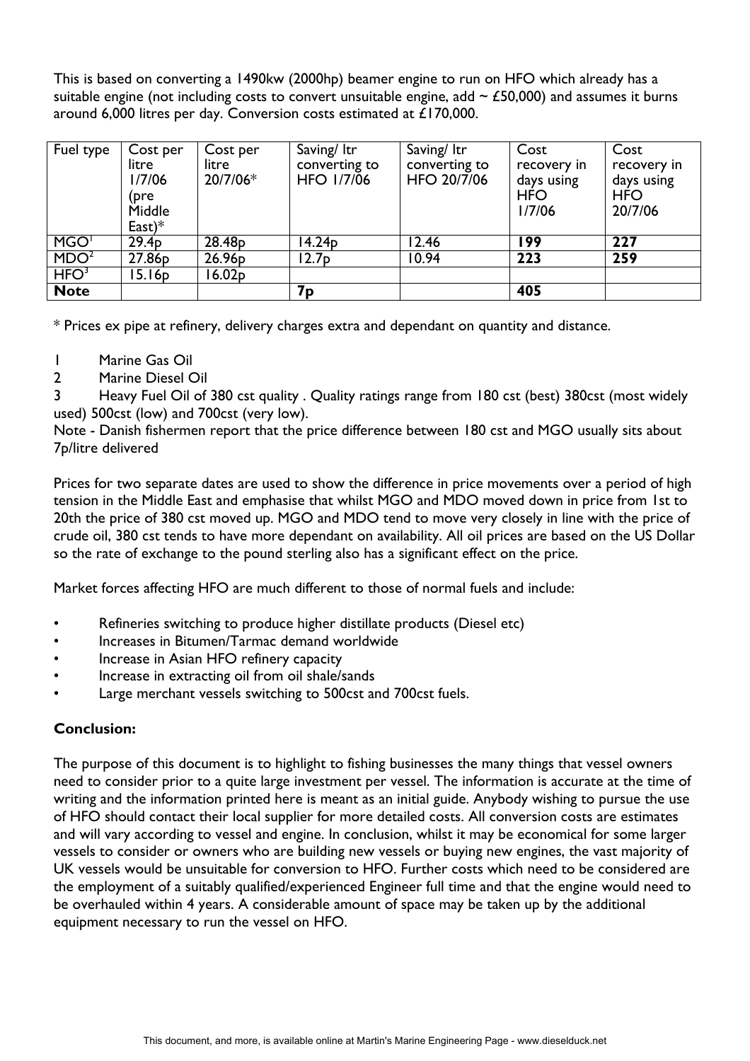This is based on converting a 1490kw (2000hp) beamer engine to run on HFO which already has a suitable engine (not including costs to convert unsuitable engine, add ~ £50,000) and assumes it burns around 6,000 litres per day. Conversion costs estimated at £170,000.

| Fuel type | Cost per litre 1/7/06 (pre Middle East)* | Cost per litre 20/7/06* | Saving/ ltr converting to HFO 1/7/06 | Saving/ ltr converting to HFO 20/7/06 | Cost recovery in days using HFO 1/7/06 | Cost recovery in days using HFO 20/7/06 |
|---|---|---|---|---|---|---|
| MGO[1] | 29.4p | 28.48p | 14.24p | 12.46 | **199** | **227** |
| MDO[2] | 27.86p | 26.96p | 12.7p | 10.94 | **223** | **259** |
| HFO[3] | 15.16p | 16.02p | | | | |
| **Note** | | | **7p** | | **405** | |

* Prices ex pipe at refinery, delivery charges extra and dependant on quantity and distance.

1 Marine Gas Oil
2 Marine Diesel Oil
3 Heavy Fuel Oil of 380 cst quality . Quality ratings range from 180 cst (best) 380cst (most widely used) 500cst (low) and 700cst (very low).

Note - Danish fishermen report that the price difference between 180 cst and MGO usually sits about 7p/litre delivered

Prices for two separate dates are used to show the difference in price movements over a period of high tension in the Middle East and emphasise that whilst MGO and MDO moved down in price from 1st to 20th the price of 380 cst moved up. MGO and MDO tend to move very closely in line with the price of crude oil, 380 cst tends to have more dependant on availability. All oil prices are based on the US Dollar so the rate of exchange to the pound sterling also has a significant effect on the price.

Market forces affecting HFO are much different to those of normal fuels and include:

- Refineries switching to produce higher distillate products (Diesel etc)
- Increases in Bitumen/Tarmac demand worldwide
- Increase in Asian HFO refinery capacity
- Increase in extracting oil from oil shale/sands
- Large merchant vessels switching to 500cst and 700cst fuels.

**Conclusion:**

The purpose of this document is to highlight to fishing businesses the many things that vessel owners need to consider prior to a quite large investment per vessel. The information is accurate at the time of writing and the information printed here is meant as an initial guide. Anybody wishing to pursue the use of HFO should contact their local supplier for more detailed costs. All conversion costs are estimates and will vary according to vessel and engine. In conclusion, whilst it may be economical for some larger vessels to consider or owners who are building new vessels or buying new engines, the vast majority of UK vessels would be unsuitable for conversion to HFO. Further costs which need to be considered are the employment of a suitably qualified/experienced Engineer full time and that the engine would need to be overhauled within 4 years. A considerable amount of space may be taken up by the additional equipment necessary to run the vessel on HFO.